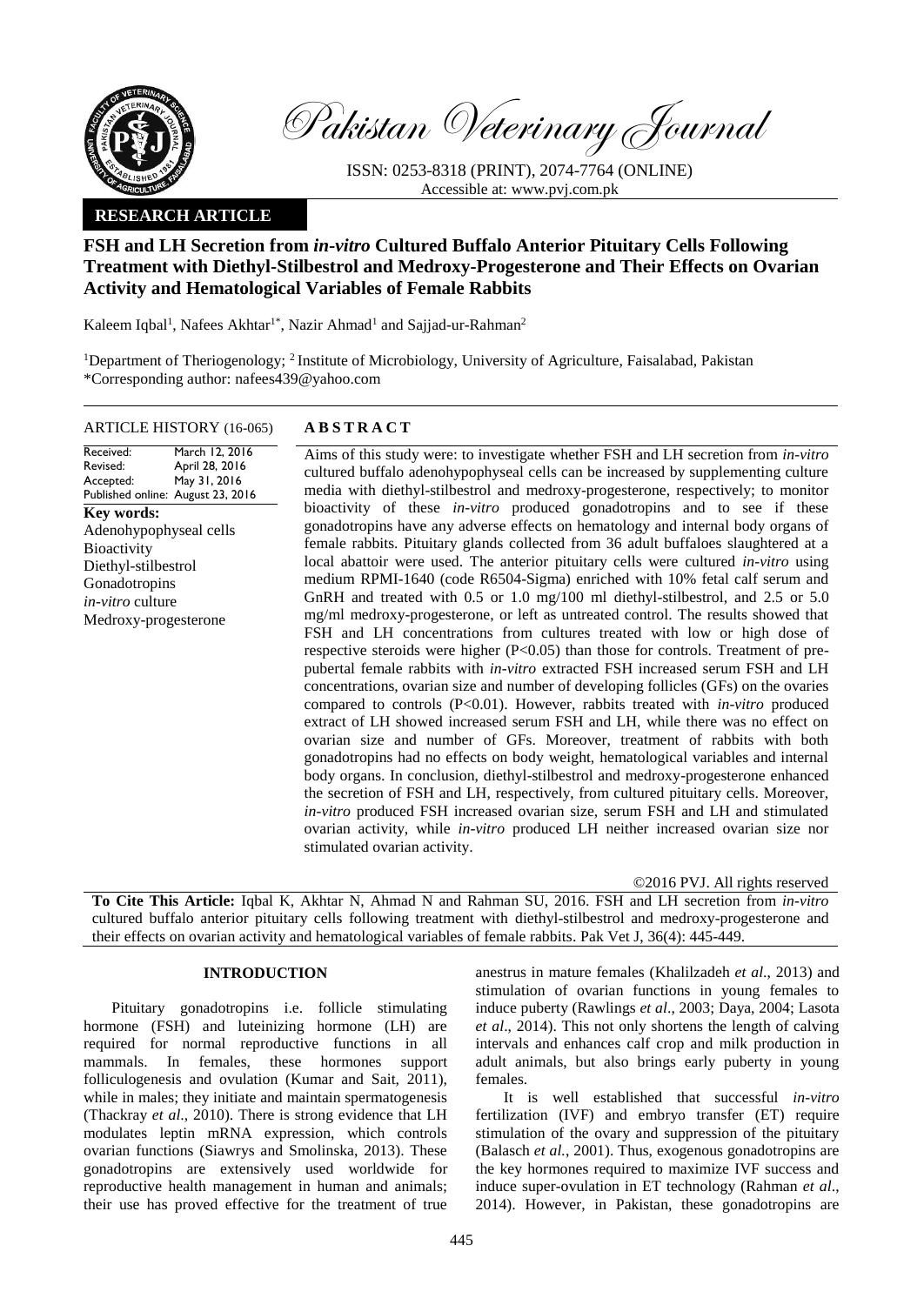Pakistan Veterinary Journal

ISSN: 0253-8318 (PRINT), 2074-7764 (ONLINE)
Accessible at: www.pvj.com.pk

**RESEARCH ARTICLE**

# FSH and LH Secretion from *in-vitro* Cultured Buffalo Anterior Pituitary Cells Following Treatment with Diethyl-Stilbestrol and Medroxy-Progesterone and Their Effects on Ovarian Activity and Hematological Variables of Female Rabbits

Kaleem Iqbal[1], Nafees Akhtar[1*], Nazir Ahmad[1] and Sajjad-ur-Rahman[2]

[1]Department of Theriogenology; [2]Institute of Microbiology, University of Agriculture, Faisalabad, Pakistan
*Corresponding author: nafees439@yahoo.com

**ARTICLE HISTORY (16-065)**

Received: March 12, 2016
Revised: April 28, 2016
Accepted: May 31, 2016
Published online: August 23, 2016

**Key words:**
Adenohypophyseal cells
Bioactivity
Diethyl-stilbestrol
Gonadotropins
*in-vitro* culture
Medroxy-progesterone

## ABSTRACT

Aims of this study were: to investigate whether FSH and LH secretion from *in-vitro* cultured buffalo adenohypophyseal cells can be increased by supplementing culture media with diethyl-stilbestrol and medroxy-progesterone, respectively; to monitor bioactivity of these *in-vitro* produced gonadotropins and to see if these gonadotropins have any adverse effects on hematology and internal body organs of female rabbits. Pituitary glands collected from 36 adult buffaloes slaughtered at a local abattoir were used. The anterior pituitary cells were cultured *in-vitro* using medium RPMI-1640 (code R6504-Sigma) enriched with 10% fetal calf serum and GnRH and treated with 0.5 or 1.0 mg/100 ml diethyl-stilbestrol, and 2.5 or 5.0 mg/ml medroxy-progesterone, or left as untreated control. The results showed that FSH and LH concentrations from cultures treated with low or high dose of respective steroids were higher ($P<0.05$) than those for controls. Treatment of pre-pubertal female rabbits with *in-vitro* extracted FSH increased serum FSH and LH concentrations, ovarian size and number of developing follicles (GFs) on the ovaries compared to controls ($P<0.01$). However, rabbits treated with *in-vitro* produced extract of LH showed increased serum FSH and LH, while there was no effect on ovarian size and number of GFs. Moreover, treatment of rabbits with both gonadotropins had no effects on body weight, hematological variables and internal body organs. In conclusion, diethyl-stilbestrol and medroxy-progesterone enhanced the secretion of FSH and LH, respectively, from cultured pituitary cells. Moreover, *in-vitro* produced FSH increased ovarian size, serum FSH and LH and stimulated ovarian activity, while *in-vitro* produced LH neither increased ovarian size nor stimulated ovarian activity.

©2016 PVJ. All rights reserved

**To Cite This Article:** Iqbal K, Akhtar N, Ahmad N and Rahman SU, 2016. FSH and LH secretion from *in-vitro* cultured buffalo anterior pituitary cells following treatment with diethyl-stilbestrol and medroxy-progesterone and their effects on ovarian activity and hematological variables of female rabbits. Pak Vet J, 36(4): 445-449.

## INTRODUCTION

Pituitary gonadotropins i.e. follicle stimulating hormone (FSH) and luteinizing hormone (LH) are required for normal reproductive functions in all mammals. In females, these hormones support folliculogenesis and ovulation (Kumar and Sait, 2011), while in males; they initiate and maintain spermatogenesis (Thackray *et al*., 2010). There is strong evidence that LH modulates leptin mRNA expression, which controls ovarian functions (Siawrys and Smolinska, 2013). These gonadotropins are extensively used worldwide for reproductive health management in human and animals; their use has proved effective for the treatment of true anestrus in mature females (Khalilzadeh *et al*., 2013) and stimulation of ovarian functions in young females to induce puberty (Rawlings *et al*., 2003; Daya, 2004; Lasota *et al*., 2014). This not only shortens the length of calving intervals and enhances calf crop and milk production in adult animals, but also brings early puberty in young females.

It is well established that successful *in-vitro* fertilization (IVF) and embryo transfer (ET) require stimulation of the ovary and suppression of the pituitary (Balasch *et al.*, 2001). Thus, exogenous gonadotropins are the key hormones required to maximize IVF success and induce super-ovulation in ET technology (Rahman *et al*., 2014). However, in Pakistan, these gonadotropins are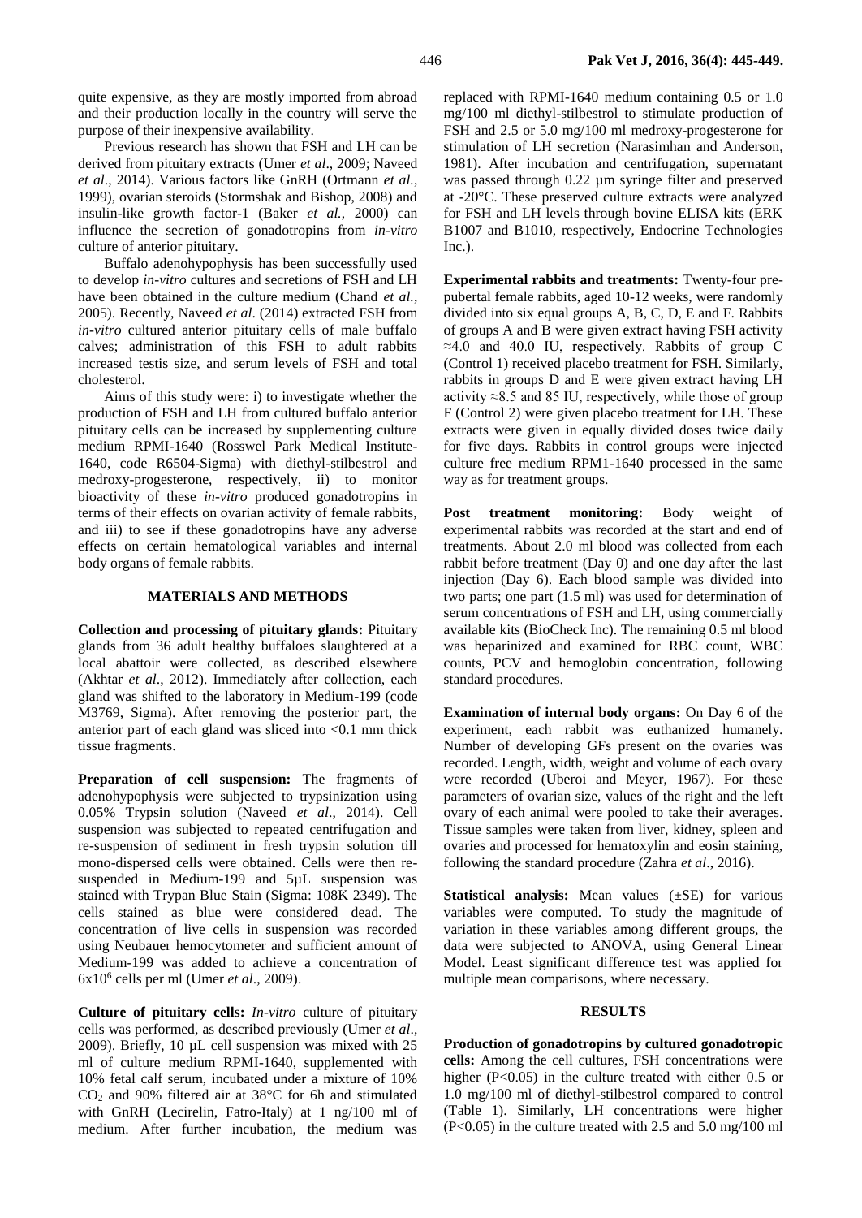quite expensive, as they are mostly imported from abroad and their production locally in the country will serve the purpose of their inexpensive availability.

Previous research has shown that FSH and LH can be derived from pituitary extracts (Umer *et al*., 2009; Naveed *et al*., 2014). Various factors like GnRH (Ortmann *et al.*, 1999), ovarian steroids (Stormshak and Bishop, 2008) and insulin-like growth factor-1 (Baker *et al.,* 2000) can influence the secretion of gonadotropins from *in-vitro* culture of anterior pituitary.

Buffalo adenohypophysis has been successfully used to develop *in-vitro* cultures and secretions of FSH and LH have been obtained in the culture medium (Chand *et al.*, 2005). Recently, Naveed *et al*. (2014) extracted FSH from *in-vitro* cultured anterior pituitary cells of male buffalo calves; administration of this FSH to adult rabbits increased testis size, and serum levels of FSH and total cholesterol.

Aims of this study were: i) to investigate whether the production of FSH and LH from cultured buffalo anterior pituitary cells can be increased by supplementing culture medium RPMI-1640 (Rosswel Park Medical Institute-1640, code R6504-Sigma) with diethyl-stilbestrol and medroxy-progesterone, respectively, ii) to monitor bioactivity of these *in-vitro* produced gonadotropins in terms of their effects on ovarian activity of female rabbits, and iii) to see if these gonadotropins have any adverse effects on certain hematological variables and internal body organs of female rabbits.

## MATERIALS AND METHODS

**Collection and processing of pituitary glands:** Pituitary glands from 36 adult healthy buffaloes slaughtered at a local abattoir were collected, as described elsewhere (Akhtar *et al*., 2012). Immediately after collection, each gland was shifted to the laboratory in Medium-199 (code M3769, Sigma). After removing the posterior part, the anterior part of each gland was sliced into <0.1 mm thick tissue fragments.

**Preparation of cell suspension:** The fragments of adenohypophysis were subjected to trypsinization using 0.05% Trypsin solution (Naveed *et al*., 2014). Cell suspension was subjected to repeated centrifugation and re-suspension of sediment in fresh trypsin solution till mono-dispersed cells were obtained. Cells were then re-suspended in Medium-199 and 5µL suspension was stained with Trypan Blue Stain (Sigma: 108K 2349). The cells stained as blue were considered dead. The concentration of live cells in suspension was recorded using Neubauer hemocytometer and sufficient amount of Medium-199 was added to achieve a concentration of $6\times10^6$ cells per ml (Umer *et al*., 2009).

**Culture of pituitary cells:** *In-vitro* culture of pituitary cells was performed, as described previously (Umer *et al*., 2009). Briefly, 10 µL cell suspension was mixed with 25 ml of culture medium RPMI-1640, supplemented with 10% fetal calf serum, incubated under a mixture of 10% $CO_2$ and 90% filtered air at 38°C for 6h and stimulated with GnRH (Lecirelin, Fatro-Italy) at 1 ng/100 ml of medium. After further incubation, the medium was replaced with RPMI-1640 medium containing 0.5 or 1.0 mg/100 ml diethyl-stilbestrol to stimulate production of FSH and 2.5 or 5.0 mg/100 ml medroxy-progesterone for stimulation of LH secretion (Narasimhan and Anderson, 1981). After incubation and centrifugation, supernatant was passed through 0.22 µm syringe filter and preserved at -20°C. These preserved culture extracts were analyzed for FSH and LH levels through bovine ELISA kits (ERK B1007 and B1010, respectively, Endocrine Technologies Inc.).

**Experimental rabbits and treatments:** Twenty-four pre-pubertal female rabbits, aged 10-12 weeks, were randomly divided into six equal groups A, B, C, D, E and F. Rabbits of groups A and B were given extract having FSH activity ≈4.0 and 40.0 IU, respectively. Rabbits of group C (Control 1) received placebo treatment for FSH. Similarly, rabbits in groups D and E were given extract having LH activity ≈8.5 and 85 IU, respectively, while those of group F (Control 2) were given placebo treatment for LH. These extracts were given in equally divided doses twice daily for five days. Rabbits in control groups were injected culture free medium RPM1-1640 processed in the same way as for treatment groups.

**Post treatment monitoring:** Body weight of experimental rabbits was recorded at the start and end of treatments. About 2.0 ml blood was collected from each rabbit before treatment (Day 0) and one day after the last injection (Day 6). Each blood sample was divided into two parts; one part (1.5 ml) was used for determination of serum concentrations of FSH and LH, using commercially available kits (BioCheck Inc). The remaining 0.5 ml blood was heparinized and examined for RBC count, WBC counts, PCV and hemoglobin concentration, following standard procedures.

**Examination of internal body organs:** On Day 6 of the experiment, each rabbit was euthanized humanely. Number of developing GFs present on the ovaries was recorded. Length, width, weight and volume of each ovary were recorded (Uberoi and Meyer, 1967). For these parameters of ovarian size, values of the right and the left ovary of each animal were pooled to take their averages. Tissue samples were taken from liver, kidney, spleen and ovaries and processed for hematoxylin and eosin staining, following the standard procedure (Zahra *et al*., 2016).

**Statistical analysis:** Mean values (±SE) for various variables were computed. To study the magnitude of variation in these variables among different groups, the data were subjected to ANOVA, using General Linear Model. Least significant difference test was applied for multiple mean comparisons, where necessary.

## RESULTS

**Production of gonadotropins by cultured gonadotropic cells:** Among the cell cultures, FSH concentrations were higher ($P<0.05$) in the culture treated with either 0.5 or 1.0 mg/100 ml of diethyl-stilbestrol compared to control (Table 1). Similarly, LH concentrations were higher ($P<0.05$) in the culture treated with 2.5 and 5.0 mg/100 ml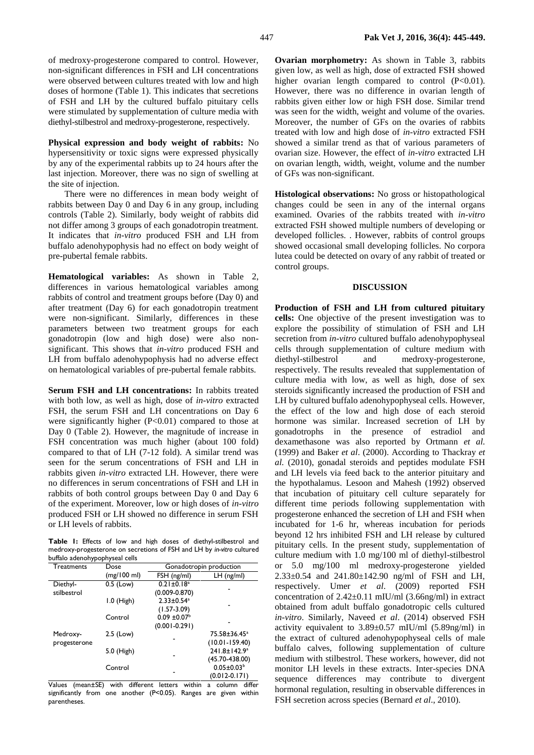of medroxy-progesterone compared to control. However, non-significant differences in FSH and LH concentrations were observed between cultures treated with low and high doses of hormone (Table 1). This indicates that secretions of FSH and LH by the cultured buffalo pituitary cells were stimulated by supplementation of culture media with diethyl-stilbestrol and medroxy-progesterone, respectively.

**Physical expression and body weight of rabbits:** No hypersensitivity or toxic signs were expressed physically by any of the experimental rabbits up to 24 hours after the last injection. Moreover, there was no sign of swelling at the site of injection.

There were no differences in mean body weight of rabbits between Day 0 and Day 6 in any group, including controls (Table 2). Similarly, body weight of rabbits did not differ among 3 groups of each gonadotropin treatment. It indicates that *in-vitro* produced FSH and LH from buffalo adenohypophysis had no effect on body weight of pre-pubertal female rabbits.

**Hematological variables:** As shown in Table 2, differences in various hematological variables among rabbits of control and treatment groups before (Day 0) and after treatment (Day 6) for each gonadotropin treatment were non-significant. Similarly, differences in these parameters between two treatment groups for each gonadotropin (low and high dose) were also non-significant. This shows that *in-vitro* produced FSH and LH from buffalo adenohypophysis had no adverse effect on hematological variables of pre-pubertal female rabbits.

**Serum FSH and LH concentrations:** In rabbits treated with both low, as well as high, dose of *in-vitro* extracted FSH, the serum FSH and LH concentrations on Day 6 were significantly higher ($P<0.01$) compared to those at Day 0 (Table 2). However, the magnitude of increase in FSH concentration was much higher (about 100 fold) compared to that of LH (7-12 fold). A similar trend was seen for the serum concentrations of FSH and LH in rabbits given *in-vitro* extracted LH. However, there were no differences in serum concentrations of FSH and LH in rabbits of both control groups between Day 0 and Day 6 of the experiment. Moreover, low or high doses of *in-vitro* produced FSH or LH showed no difference in serum FSH or LH levels of rabbits.

**Table 1:** Effects of low and high doses of diethyl-stilbestrol and medroxy-progesterone on secretions of FSH and LH by *in-vitro* cultured buffalo adenohypophyseal cells

| Treatments | Dose (mg/100 ml) | Gonadotropin production FSH (ng/ml) | LH (ng/ml) |
|---|---|---|---|
| Diethyl-stilbestrol | 0.5 (Low) | $0.21\pm0.18^{a}$ (0.009-0.870) | - |
| | 1.0 (High) | $2.33\pm0.54^{a}$ (1.57-3.09) | - |
| | Control | $0.09\pm0.07^{b}$ (0.001-0.291) | - |
| Medroxy-progesterone | 2.5 (Low) | - | $75.58\pm36.45^{a}$ (10.01-159.40) |
| | 5.0 (High) | - | $241.8\pm142.9^{a}$ (45.70-438.00) |
| | Control | - | $0.05\pm0.03^{b}$ (0.012-0.171) |

Values (mean±SE) with different letters within a column differ significantly from one another ($P<0.05$). Ranges are given within parentheses.

**Ovarian morphometry:** As shown in Table 3, rabbits given low, as well as high, dose of extracted FSH showed higher ovarian length compared to control ($P<0.01$). However, there was no difference in ovarian length of rabbits given either low or high FSH dose. Similar trend was seen for the width, weight and volume of the ovaries. Moreover, the number of GFs on the ovaries of rabbits treated with low and high dose of *in-vitro* extracted FSH showed a similar trend as that of various parameters of ovarian size. However, the effect of *in-vitro* extracted LH on ovarian length, width, weight, volume and the number of GFs was non-significant.

**Histological observations:** No gross or histopathological changes could be seen in any of the internal organs examined. Ovaries of the rabbits treated with *in-vitro* extracted FSH showed multiple numbers of developing or developed follicles. . However, rabbits of control groups showed occasional small developing follicles. No corpora lutea could be detected on ovary of any rabbit of treated or control groups.

## DISCUSSION

**Production of FSH and LH from cultured pituitary cells:** One objective of the present investigation was to explore the possibility of stimulation of FSH and LH secretion from *in-vitro* cultured buffalo adenohypophyseal cells through supplementation of culture medium with diethyl-stilbestrol and medroxy-progesterone, respectively. The results revealed that supplementation of culture media with low, as well as high, dose of sex steroids significantly increased the production of FSH and LH by cultured buffalo adenohypophyseal cells. However, the effect of the low and high dose of each steroid hormone was similar. Increased secretion of LH by gonadotrophs in the presence of estradiol and dexamethasone was also reported by Ortmann *et al.* (1999) and Baker *et al*. (2000). According to Thackray *et al.* (2010), gonadal steroids and peptides modulate FSH and LH levels via feed back to the anterior pituitary and the hypothalamus. Lesoon and Mahesh (1992) observed that incubation of pituitary cell culture separately for different time periods following supplementation with progesterone enhanced the secretion of LH and FSH when incubated for 1-6 hr, whereas incubation for periods beyond 12 hrs inhibited FSH and LH release by cultured pituitary cells. In the present study, supplementation of culture medium with 1.0 mg/100 ml of diethyl-stilbestrol or 5.0 mg/100 ml medroxy-progesterone yielded 2.33±0.54 and 241.80±142.90 ng/ml of FSH and LH, respectively. Umer *et al*. (2009) reported FSH concentration of 2.42±0.11 mIU/ml (3.66ng/ml) in extract obtained from adult buffalo gonadotropic cells cultured *in-vitro*. Similarly, Naveed *et al*. (2014) observed FSH activity equivalent to 3.89±0.57 mIU/ml (5.89ng/ml) in the extract of cultured adenohypophyseal cells of male buffalo calves, following supplementation of culture medium with stilbestrol. These workers, however, did not monitor LH levels in these extracts. Inter-species DNA sequence differences may contribute to divergent hormonal regulation, resulting in observable differences in FSH secretion across species (Bernard *et al*., 2010).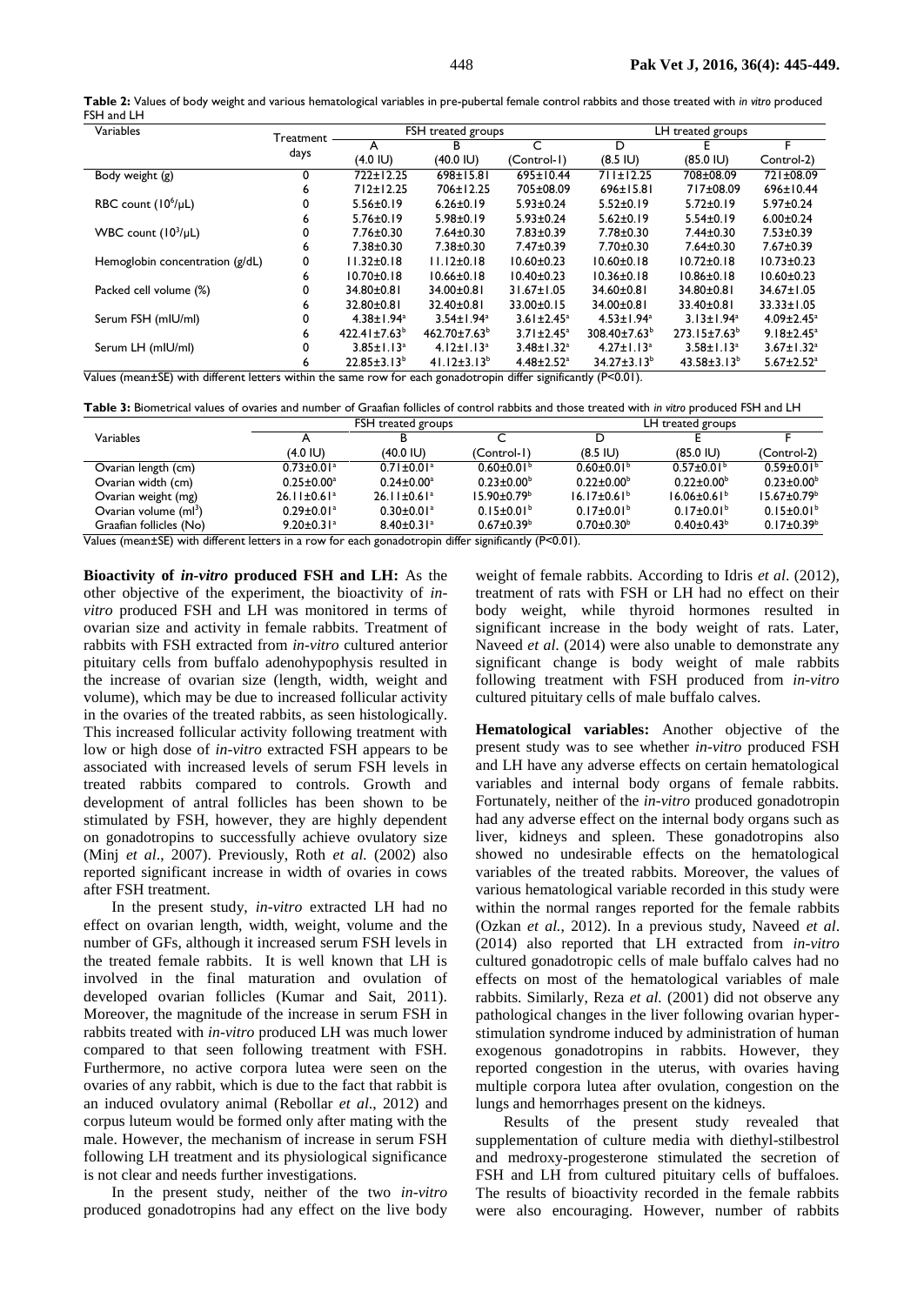**Table 2:** Values of body weight and various hematological variables in pre-pubertal female control rabbits and those treated with *in vitro* produced FSH and LH

| Variables | Treatment days | FSH treated groups | | | LH treated groups | | |
|---|---|---|---|---|---|---|---|
| | | A (4.0 IU) | B (40.0 IU) | C (Control-1) | D (8.5 IU) | E (85.0 IU) | F Control-2) |
| Body weight (g) | 0 | 722±12.25 | 698±15.81 | 695±10.44 | 711±12.25 | 708±08.09 | 721±08.09 |
| | 6 | 712±12.25 | 706±12.25 | 705±08.09 | 696±15.81 | 717±08.09 | 696±10.44 |
| RBC count ($10^6$/µL) | 0 | 5.56±0.19 | 6.26±0.19 | 5.93±0.24 | 5.52±0.19 | 5.72±0.19 | 5.97±0.24 |
| | 6 | 5.76±0.19 | 5.98±0.19 | 5.93±0.24 | 5.62±0.19 | 5.54±0.19 | 6.00±0.24 |
| WBC count ($10^3$/µL) | 0 | 7.76±0.30 | 7.64±0.30 | 7.83±0.39 | 7.78±0.30 | 7.44±0.30 | 7.53±0.39 |
| | 6 | 7.38±0.30 | 7.38±0.30 | 7.47±0.39 | 7.70±0.30 | 7.64±0.30 | 7.67±0.39 |
| Hemoglobin concentration (g/dL) | 0 | 11.32±0.18 | 11.12±0.18 | 10.60±0.23 | 10.60±0.18 | 10.72±0.18 | 10.73±0.23 |
| | 6 | 10.70±0.18 | 10.66±0.18 | 10.40±0.23 | 10.36±0.18 | 10.86±0.18 | 10.60±0.23 |
| Packed cell volume (%) | 0 | 34.80±0.81 | 34.00±0.81 | 31.67±1.05 | 34.60±0.81 | 34.80±0.81 | 34.67±1.05 |
| | 6 | 32.80±0.81 | 32.40±0.81 | 33.00±0.15 | 34.00±0.81 | 33.40±0.81 | 33.33±1.05 |
| Serum FSH (mIU/ml) | 0 | 4.38±1.94[a] | 3.54±1.94[a] | 3.61±2.45[a] | 4.53±1.94[a] | 3.13±1.94[a] | 4.09±2.45[a] |
| | 6 | 422.41±7.63[b] | 462.70±7.63[b] | 3.71±2.45[a] | 308.40±7.63[b] | 273.15±7.63[b] | 9.18±2.45[a] |
| Serum LH (mIU/ml) | 0 | 3.85±1.13[a] | 4.12±1.13[a] | 3.48±1.32[a] | 4.27±1.13[a] | 3.58±1.13[a] | 3.67±1.32[a] |
| | 6 | 22.85±3.13[b] | 41.12±3.13[b] | 4.48±2.52[a] | 34.27±3.13[b] | 43.58±3.13[b] | 5.67±2.52[a] |

Values (mean±SE) with different letters within the same row for each gonadotropin differ significantly (P<0.01).

**Table 3:** Biometrical values of ovaries and number of Graafian follicles of control rabbits and those treated with *in vitro* produced FSH and LH

| Variables | FSH treated groups | | | LH treated groups | | |
|---|---|---|---|---|---|---|
| | A (4.0 IU) | B (40.0 IU) | C (Control-1) | D (8.5 IU) | E (85.0 IU) | F (Control-2) |
| Ovarian length (cm) | 0.73±0.01[a] | 0.71±0.01[a] | 0.60±0.01[b] | 0.60±0.01[b] | 0.57±0.01[b] | 0.59±0.01[b] |
| Ovarian width (cm) | 0.25±0.00[a] | 0.24±0.00[a] | 0.23±0.00[b] | 0.22±0.00[b] | 0.22±0.00[b] | 0.23±0.00[b] |
| Ovarian weight (mg) | 26.11±0.61[a] | 26.11±0.61[a] | 15.90±0.79[b] | 16.17±0.61[b] | 16.06±0.61[b] | 15.67±0.79[b] |
| Ovarian volume (ml$^3$) | 0.29±0.01[a] | 0.30±0.01[a] | 0.15±0.01[b] | 0.17±0.01[b] | 0.17±0.01[b] | 0.15±0.01[b] |
| Graafian follicles (No) | 9.20±0.31[a] | 8.40±0.31[a] | 0.67±0.39[b] | 0.70±0.30[b] | 0.40±0.43[b] | 0.17±0.39[b] |

Values (mean±SE) with different letters in a row for each gonadotropin differ significantly (P<0.01).

**Bioactivity of *in-vitro* produced FSH and LH:** As the other objective of the experiment, the bioactivity of *in-vitro* produced FSH and LH was monitored in terms of ovarian size and activity in female rabbits. Treatment of rabbits with FSH extracted from *in-vitro* cultured anterior pituitary cells from buffalo adenohypophysis resulted in the increase of ovarian size (length, width, weight and volume), which may be due to increased follicular activity in the ovaries of the treated rabbits, as seen histologically. This increased follicular activity following treatment with low or high dose of *in-vitro* extracted FSH appears to be associated with increased levels of serum FSH levels in treated rabbits compared to controls. Growth and development of antral follicles has been shown to be stimulated by FSH, however, they are highly dependent on gonadotropins to successfully achieve ovulatory size (Minj *et al*., 2007). Previously, Roth *et al.* (2002) also reported significant increase in width of ovaries in cows after FSH treatment.

In the present study, *in-vitro* extracted LH had no effect on ovarian length, width, weight, volume and the number of GFs, although it increased serum FSH levels in the treated female rabbits. It is well known that LH is involved in the final maturation and ovulation of developed ovarian follicles (Kumar and Sait, 2011). Moreover, the magnitude of the increase in serum FSH in rabbits treated with *in-vitro* produced LH was much lower compared to that seen following treatment with FSH. Furthermore, no active corpora lutea were seen on the ovaries of any rabbit, which is due to the fact that rabbit is an induced ovulatory animal (Rebollar *et al*., 2012) and corpus luteum would be formed only after mating with the male. However, the mechanism of increase in serum FSH following LH treatment and its physiological significance is not clear and needs further investigations.

In the present study, neither of the two *in-vitro* produced gonadotropins had any effect on the live body weight of female rabbits. According to Idris *et al*. (2012), treatment of rats with FSH or LH had no effect on their body weight, while thyroid hormones resulted in significant increase in the body weight of rats. Later, Naveed *et al.* (2014) were also unable to demonstrate any significant change is body weight of male rabbits following treatment with FSH produced from *in-vitro* cultured pituitary cells of male buffalo calves.

**Hematological variables:** Another objective of the present study was to see whether *in-vitro* produced FSH and LH have any adverse effects on certain hematological variables and internal body organs of female rabbits. Fortunately, neither of the *in-vitro* produced gonadotropin had any adverse effect on the internal body organs such as liver, kidneys and spleen. These gonadotropins also showed no undesirable effects on the hematological variables of the treated rabbits. Moreover, the values of various hematological variable recorded in this study were within the normal ranges reported for the female rabbits (Ozkan *et al.*, 2012). In a previous study, Naveed *et al*. (2014) also reported that LH extracted from *in-vitro* cultured gonadotropic cells of male buffalo calves had no effects on most of the hematological variables of male rabbits. Similarly, Reza *et al.* (2001) did not observe any pathological changes in the liver following ovarian hyper-stimulation syndrome induced by administration of human exogenous gonadotropins in rabbits. However, they reported congestion in the uterus, with ovaries having multiple corpora lutea after ovulation, congestion on the lungs and hemorrhages present on the kidneys.

Results of the present study revealed that supplementation of culture media with diethyl-stilbestrol and medroxy-progesterone stimulated the secretion of FSH and LH from cultured pituitary cells of buffaloes. The results of bioactivity recorded in the female rabbits were also encouraging. However, number of rabbits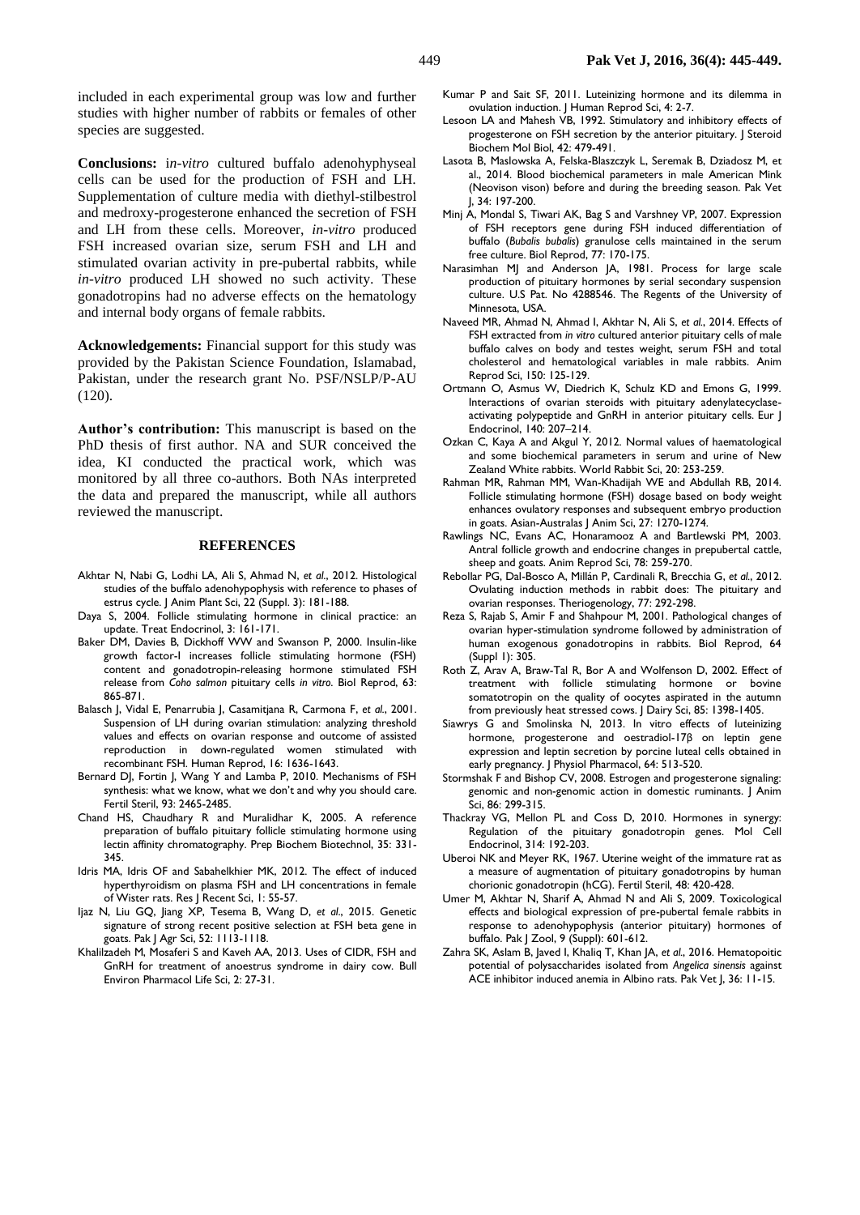included in each experimental group was low and further studies with higher number of rabbits or females of other species are suggested.

**Conclusions:** *in-vitro* cultured buffalo adenohyphyseal cells can be used for the production of FSH and LH. Supplementation of culture media with diethyl-stilbestrol and medroxy-progesterone enhanced the secretion of FSH and LH from these cells. Moreover, *in-vitro* produced FSH increased ovarian size, serum FSH and LH and stimulated ovarian activity in pre-pubertal rabbits, while *in-vitro* produced LH showed no such activity. These gonadotropins had no adverse effects on the hematology and internal body organs of female rabbits.

**Acknowledgements:** Financial support for this study was provided by the Pakistan Science Foundation, Islamabad, Pakistan, under the research grant No. PSF/NSLP/P-AU (120).

**Author's contribution:** This manuscript is based on the PhD thesis of first author. NA and SUR conceived the idea, KI conducted the practical work, which was monitored by all three co-authors. Both NAs interpreted the data and prepared the manuscript, while all authors reviewed the manuscript.

## REFERENCES

Akhtar N, Nabi G, Lodhi LA, Ali S, Ahmad N, *et al.*, 2012. Histological studies of the buffalo adenohypophysis with reference to phases of estrus cycle. J Anim Plant Sci, 22 (Suppl. 3): 181-188.

Daya S, 2004. Follicle stimulating hormone in clinical practice: an update. Treat Endocrinol, 3: 161-171.

Baker DM, Davies B, Dickhoff WW and Swanson P, 2000. Insulin-like growth factor-I increases follicle stimulating hormone (FSH) content and gonadotropin-releasing hormone stimulated FSH release from *Coho salmon* pituitary cells *in vitro*. Biol Reprod, 63: 865-871.

Balasch J, Vidal E, Penarrubia J, Casamitjana R, Carmona F, *et al.*, 2001. Suspension of LH during ovarian stimulation: analyzing threshold values and effects on ovarian response and outcome of assisted reproduction in down-regulated women stimulated with recombinant FSH. Human Reprod, 16: 1636-1643.

Bernard DJ, Fortin J, Wang Y and Lamba P, 2010. Mechanisms of FSH synthesis: what we know, what we don't and why you should care. Fertil Steril, 93: 2465-2485.

Chand HS, Chaudhary R and Muralidhar K, 2005. A reference preparation of buffalo pituitary follicle stimulating hormone using lectin affinity chromatography. Prep Biochem Biotechnol, 35: 331-345.

Idris MA, Idris OF and Sabahelkhier MK, 2012. The effect of induced hyperthyroidism on plasma FSH and LH concentrations in female of Wister rats. Res J Recent Sci, 1: 55-57.

Ijaz N, Liu GQ, Jiang XP, Tesema B, Wang D, *et al.*, 2015. Genetic signature of strong recent positive selection at FSH beta gene in goats. Pak J Agr Sci, 52: 1113-1118.

Khalilzadeh M, Mosaferi S and Kaveh AA, 2013. Uses of CIDR, FSH and GnRH for treatment of anoestrus syndrome in dairy cow. Bull Environ Pharmacol Life Sci, 2: 27-31.

Kumar P and Sait SF, 2011. Luteinizing hormone and its dilemma in ovulation induction. J Human Reprod Sci, 4: 2-7.

Lesoon LA and Mahesh VB, 1992. Stimulatory and inhibitory effects of progesterone on FSH secretion by the anterior pituitary. J Steroid Biochem Mol Biol, 42: 479-491.

Lasota B, Maslowska A, Felska-Blaszczyk L, Seremak B, Dziadosz M, et al., 2014. Blood biochemical parameters in male American Mink (Neovison vison) before and during the breeding season. Pak Vet J, 34: 197-200.

Minj A, Mondal S, Tiwari AK, Bag S and Varshney VP, 2007. Expression of FSH receptors gene during FSH induced differentiation of buffalo (*Bubalis bubalis*) granulose cells maintained in the serum free culture. Biol Reprod, 77: 170-175.

Narasimhan MJ and Anderson JA, 1981. Process for large scale production of pituitary hormones by serial secondary suspension culture. U.S Pat. No 4288546. The Regents of the University of Minnesota, USA.

Naveed MR, Ahmad N, Ahmad I, Akhtar N, Ali S, *et al.*, 2014. Effects of FSH extracted from *in vitro* cultured anterior pituitary cells of male buffalo calves on body and testes weight, serum FSH and total cholesterol and hematological variables in male rabbits. Anim Reprod Sci, 150: 125-129.

Ortmann O, Asmus W, Diedrich K, Schulz KD and Emons G, 1999. Interactions of ovarian steroids with pituitary adenylatecyclase-activating polypeptide and GnRH in anterior pituitary cells. Eur J Endocrinol, 140: 207–214.

Ozkan C, Kaya A and Akgul Y, 2012. Normal values of haematological and some biochemical parameters in serum and urine of New Zealand White rabbits. World Rabbit Sci, 20: 253-259.

Rahman MR, Rahman MM, Wan-Khadijah WE and Abdullah RB, 2014. Follicle stimulating hormone (FSH) dosage based on body weight enhances ovulatory responses and subsequent embryo production in goats. Asian-Australas J Anim Sci, 27: 1270-1274.

Rawlings NC, Evans AC, Honaramooz A and Bartlewski PM, 2003. Antral follicle growth and endocrine changes in prepubertal cattle, sheep and goats. Anim Reprod Sci, 78: 259-270.

Rebollar PG, Dal-Bosco A, Millán P, Cardinali R, Brecchia G, *et al.*, 2012. Ovulating induction methods in rabbit does: The pituitary and ovarian responses. Theriogenology, 77: 292-298.

Reza S, Rajab S, Amir F and Shahpour M, 2001. Pathological changes of ovarian hyper-stimulation syndrome followed by administration of human exogenous gonadotropins in rabbits. Biol Reprod, 64 (Suppl 1): 305.

Roth Z, Arav A, Braw-Tal R, Bor A and Wolfenson D, 2002. Effect of treatment with follicle stimulating hormone or bovine somatotropin on the quality of oocytes aspirated in the autumn from previously heat stressed cows. J Dairy Sci, 85: 1398-1405.

Siawrys G and Smolinska N, 2013. In vitro effects of luteinizing hormone, progesterone and oestradiol-17β on leptin gene expression and leptin secretion by porcine luteal cells obtained in early pregnancy. J Physiol Pharmacol, 64: 513-520.

Stormshak F and Bishop CV, 2008. Estrogen and progesterone signaling: genomic and non-genomic action in domestic ruminants. J Anim Sci, 86: 299-315.

Thackray VG, Mellon PL and Coss D, 2010. Hormones in synergy: Regulation of the pituitary gonadotropin genes. Mol Cell Endocrinol, 314: 192-203.

Uberoi NK and Meyer RK, 1967. Uterine weight of the immature rat as a measure of augmentation of pituitary gonadotropins by human chorionic gonadotropin (hCG). Fertil Steril, 48: 420-428.

Umer M, Akhtar N, Sharif A, Ahmad N and Ali S, 2009. Toxicological effects and biological expression of pre-pubertal female rabbits in response to adenohypophysis (anterior pituitary) hormones of buffalo. Pak J Zool, 9 (Suppl): 601-612.

Zahra SK, Aslam B, Javed I, Khaliq T, Khan JA, *et al.*, 2016. Hematopoitic potential of polysaccharides isolated from *Angelica sinensis* against ACE inhibitor induced anemia in Albino rats. Pak Vet J, 36: 11-15.